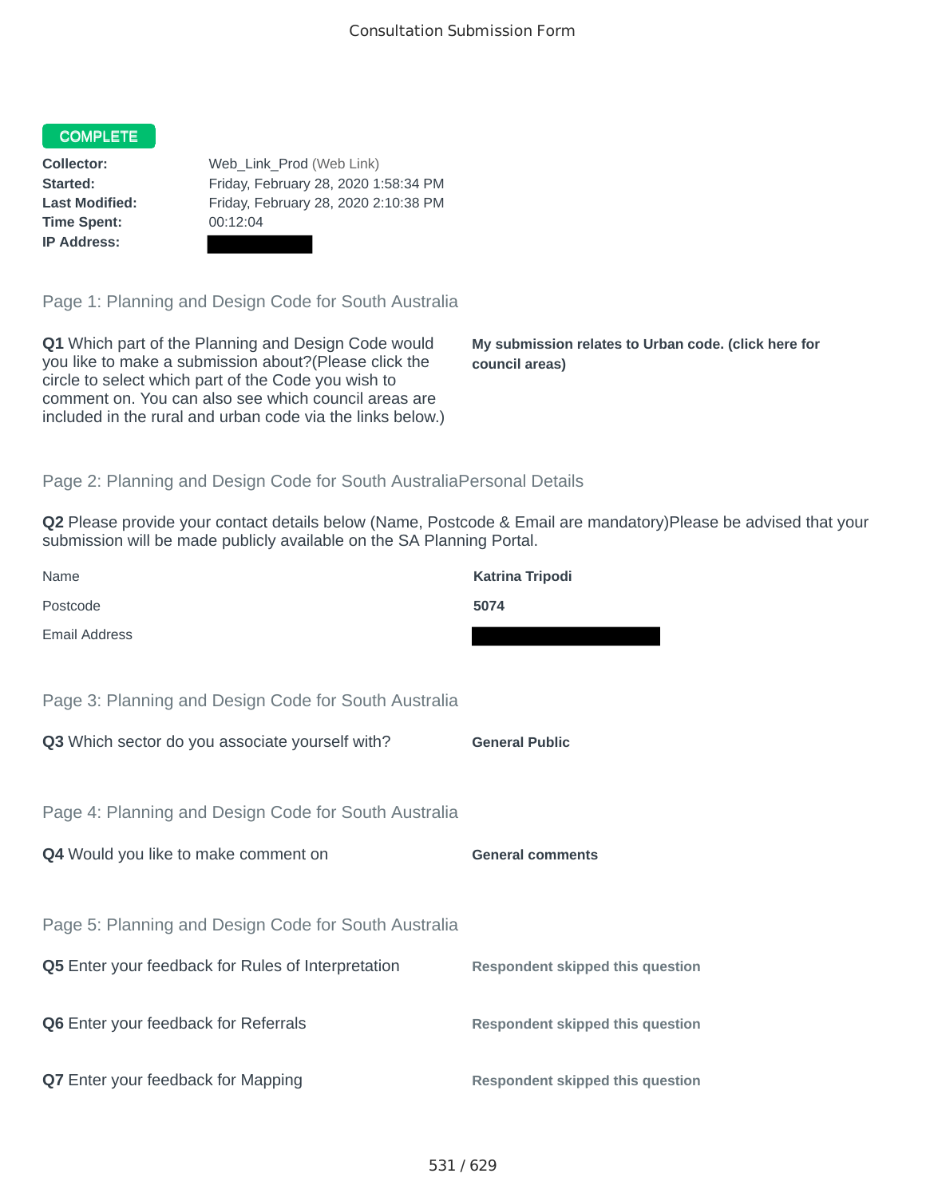Consultation Submission Form

**COMPLETE**

**Collector:** Web_Link_Prod (Web Link)
**Started:** Friday, February 28, 2020 1:58:34 PM
**Last Modified:** Friday, February 28, 2020 2:10:38 PM
**Time Spent:** 00:12:04
**IP Address:**

## Page 1: Planning and Design Code for South Australia

**Q1** Which part of the Planning and Design Code would you like to make a submission about?(Please click the circle to select which part of the Code you wish to comment on. You can also see which council areas are included in the rural and urban code via the links below.)

**My submission relates to Urban code. (click here for council areas)**

## Page 2: Planning and Design Code for South AustraliaPersonal Details

**Q2** Please provide your contact details below (Name, Postcode & Email are mandatory)Please be advised that your submission will be made publicly available on the SA Planning Portal.

| | |
|---|---|
| Name | **Katrina Tripodi** |
| Postcode | **5074** |
| Email Address | |

## Page 3: Planning and Design Code for South Australia

**Q3** Which sector do you associate yourself with?

**General Public**

## Page 4: Planning and Design Code for South Australia

**Q4** Would you like to make comment on

**General comments**

## Page 5: Planning and Design Code for South Australia

**Q5** Enter your feedback for Rules of Interpretation

**Respondent skipped this question**

**Q6** Enter your feedback for Referrals

**Respondent skipped this question**

**Q7** Enter your feedback for Mapping

**Respondent skipped this question**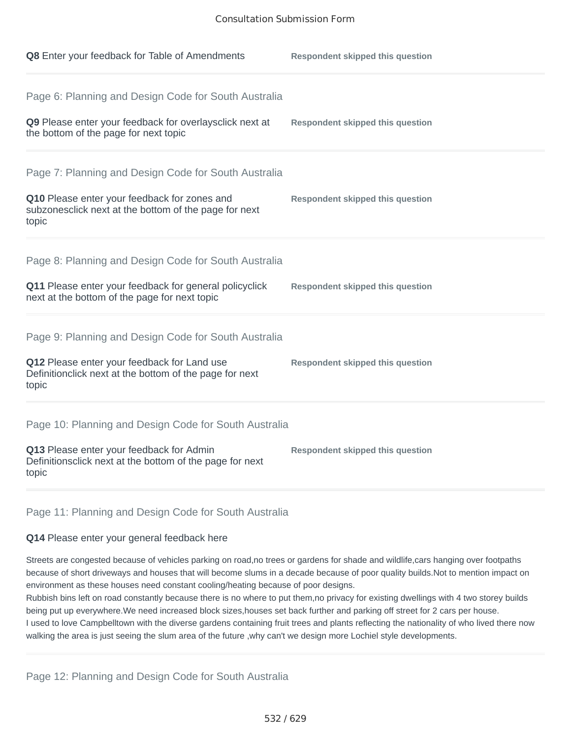**Q8** Enter your feedback for Table of Amendments

**Respondent skipped this question**

## Page 6: Planning and Design Code for South Australia

**Q9** Please enter your feedback for overlaysclick next at the bottom of the page for next topic

**Respondent skipped this question**

## Page 7: Planning and Design Code for South Australia

**Q10** Please enter your feedback for zones and subzonesclick next at the bottom of the page for next topic

**Respondent skipped this question**

## Page 8: Planning and Design Code for South Australia

**Q11** Please enter your feedback for general policyclick next at the bottom of the page for next topic

**Respondent skipped this question**

## Page 9: Planning and Design Code for South Australia

**Q12** Please enter your feedback for Land use Definitionclick next at the bottom of the page for next topic

**Respondent skipped this question**

## Page 10: Planning and Design Code for South Australia

**Q13** Please enter your feedback for Admin Definitionsclick next at the bottom of the page for next topic

**Respondent skipped this question**

## Page 11: Planning and Design Code for South Australia

**Q14** Please enter your general feedback here

Streets are congested because of vehicles parking on road,no trees or gardens for shade and wildlife,cars hanging over footpaths because of short driveways and houses that will become slums in a decade because of poor quality builds.Not to mention impact on environment as these houses need constant cooling/heating because of poor designs.
Rubbish bins left on road constantly because there is no where to put them,no privacy for existing dwellings with 4 two storey builds being put up everywhere.We need increased block sizes,houses set back further and parking off street for 2 cars per house.
I used to love Campbelltown with the diverse gardens containing fruit trees and plants reflecting the nationality of who lived there now walking the area is just seeing the slum area of the future ,why can't we design more Lochiel style developments.

## Page 12: Planning and Design Code for South Australia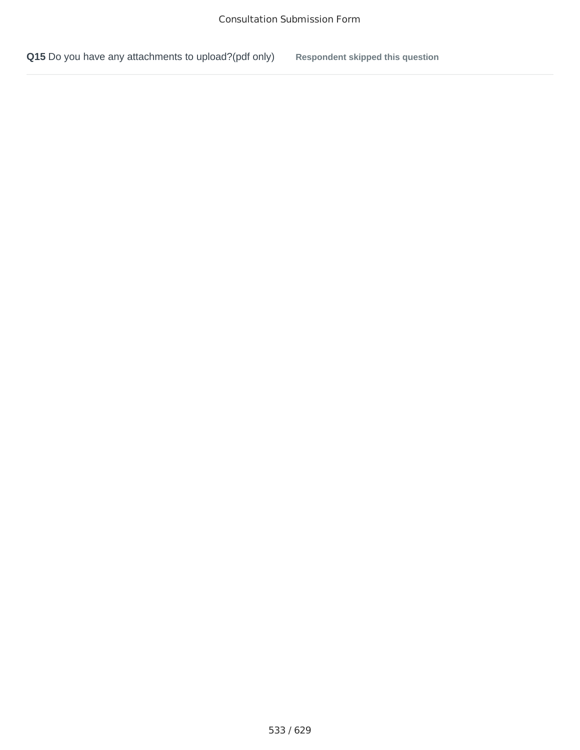**Q15** Do you have any attachments to upload?(pdf only) **Respondent skipped this question**